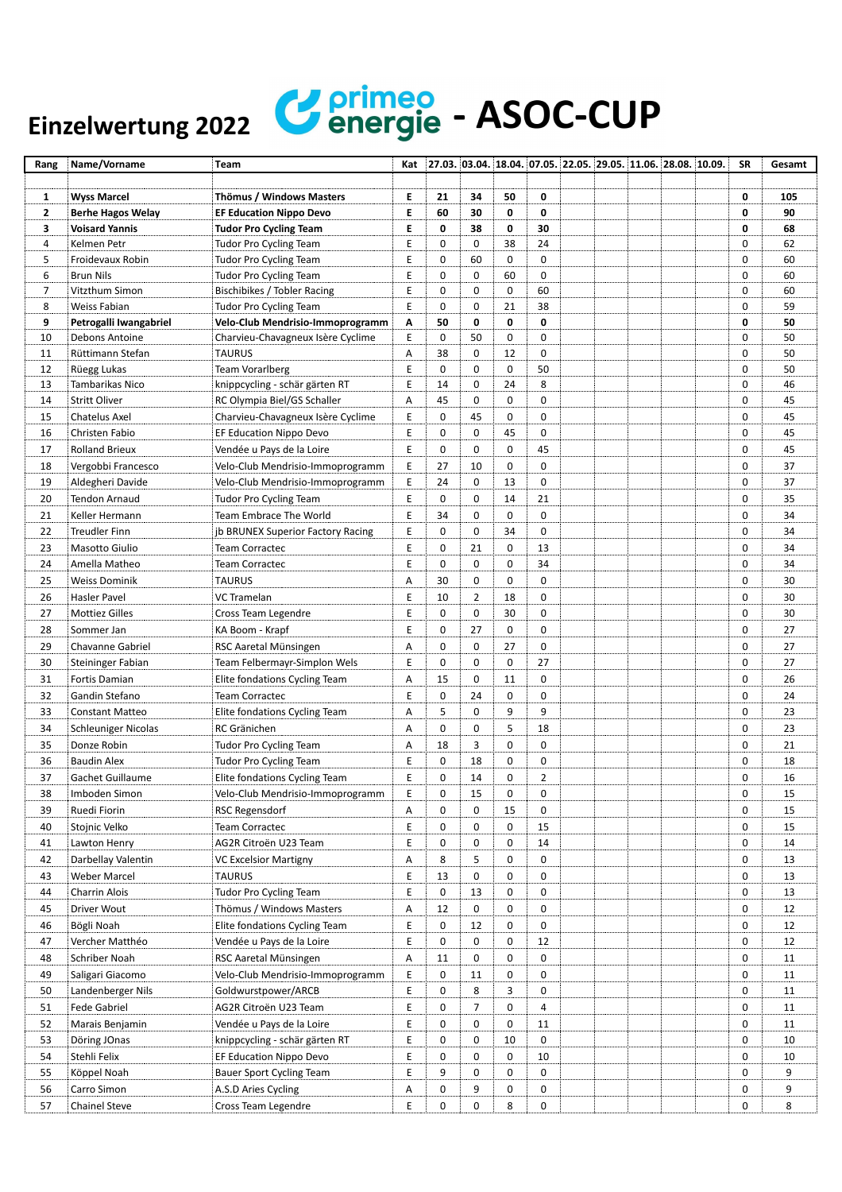# Einzelwertung 2022 primeo energie - ASOC-CUP

| Rang | Name/Vorname | Team | Kat | 27.03. | 03.04. | 18.04. | 07.05. | 22.05. | 29.05. | 11.06. | 28.08. | 10.09. | SR | Gesamt |
|---|---|---|---|---|---|---|---|---|---|---|---|---|---|---|
| **1** | **Wyss Marcel** | **Thömus / Windows Masters** | **E** | **21** | **34** | **50** | **0** | | | | | | **0** | **105** |
| **2** | **Berhe Hagos Welay** | **EF Education Nippo Devo** | **E** | **60** | **30** | **0** | **0** | | | | | | **0** | **90** |
| **3** | **Voisard Yannis** | **Tudor Pro Cycling Team** | **E** | **0** | **38** | **0** | **30** | | | | | | **0** | **68** |
| 4 | Kelmen Petr | Tudor Pro Cycling Team | E | 0 | 0 | 38 | 24 | | | | | | 0 | 62 |
| 5 | Froidevaux Robin | Tudor Pro Cycling Team | E | 0 | 60 | 0 | 0 | | | | | | 0 | 60 |
| 6 | Brun Nils | Tudor Pro Cycling Team | E | 0 | 0 | 60 | 0 | | | | | | 0 | 60 |
| 7 | Vitzthum Simon | Bischibikes / Tobler Racing | E | 0 | 0 | 0 | 60 | | | | | | 0 | 60 |
| 8 | Weiss Fabian | Tudor Pro Cycling Team | E | 0 | 0 | 21 | 38 | | | | | | 0 | 59 |
| **9** | **Petrogalli Iwangabriel** | **Velo-Club Mendrisio-Immoprogramm** | **A** | **50** | **0** | **0** | **0** | | | | | | **0** | **50** |
| 10 | Debons Antoine | Charvieu-Chavagneux Isère Cyclime | E | 0 | 50 | 0 | 0 | | | | | | 0 | 50 |
| 11 | Rüttimann Stefan | TAURUS | A | 38 | 0 | 12 | 0 | | | | | | 0 | 50 |
| 12 | Rüegg Lukas | Team Vorarlberg | E | 0 | 0 | 0 | 50 | | | | | | 0 | 50 |
| 13 | Tambarikas Nico | knippcycling - schär gärten RT | E | 14 | 0 | 24 | 8 | | | | | | 0 | 46 |
| 14 | Stritt Oliver | RC Olympia Biel/GS Schaller | A | 45 | 0 | 0 | 0 | | | | | | 0 | 45 |
| 15 | Chatelus Axel | Charvieu-Chavagneux Isère Cyclime | E | 0 | 45 | 0 | 0 | | | | | | 0 | 45 |
| 16 | Christen Fabio | EF Education Nippo Devo | E | 0 | 0 | 45 | 0 | | | | | | 0 | 45 |
| 17 | Rolland Brieux | Vendée u Pays de la Loire | E | 0 | 0 | 0 | 45 | | | | | | 0 | 45 |
| 18 | Vergobbi Francesco | Velo-Club Mendrisio-Immoprogramm | E | 27 | 10 | 0 | 0 | | | | | | 0 | 37 |
| 19 | Aldegheri Davide | Velo-Club Mendrisio-Immoprogramm | E | 24 | 0 | 13 | 0 | | | | | | 0 | 37 |
| 20 | Tendon Arnaud | Tudor Pro Cycling Team | E | 0 | 0 | 14 | 21 | | | | | | 0 | 35 |
| 21 | Keller Hermann | Team Embrace The World | E | 34 | 0 | 0 | 0 | | | | | | 0 | 34 |
| 22 | Treudler Finn | jb BRUNEX Superior Factory Racing | E | 0 | 0 | 34 | 0 | | | | | | 0 | 34 |
| 23 | Masotto Giulio | Team Corractec | E | 0 | 21 | 0 | 13 | | | | | | 0 | 34 |
| 24 | Amella Matheo | Team Corractec | E | 0 | 0 | 0 | 34 | | | | | | 0 | 34 |
| 25 | Weiss Dominik | TAURUS | A | 30 | 0 | 0 | 0 | | | | | | 0 | 30 |
| 26 | Hasler Pavel | VC Tramelan | E | 10 | 2 | 18 | 0 | | | | | | 0 | 30 |
| 27 | Mottiez Gilles | Cross Team Legendre | E | 0 | 0 | 30 | 0 | | | | | | 0 | 30 |
| 28 | Sommer Jan | KA Boom - Krapf | E | 0 | 27 | 0 | 0 | | | | | | 0 | 27 |
| 29 | Chavanne Gabriel | RSC Aaretal Münsingen | A | 0 | 0 | 27 | 0 | | | | | | 0 | 27 |
| 30 | Steininger Fabian | Team Felbermayr-Simplon Wels | E | 0 | 0 | 0 | 27 | | | | | | 0 | 27 |
| 31 | Fortis Damian | Elite fondations Cycling Team | A | 15 | 0 | 11 | 0 | | | | | | 0 | 26 |
| 32 | Gandin Stefano | Team Corractec | E | 0 | 24 | 0 | 0 | | | | | | 0 | 24 |
| 33 | Constant Matteo | Elite fondations Cycling Team | A | 5 | 0 | 9 | 9 | | | | | | 0 | 23 |
| 34 | Schleuniger Nicolas | RC Gränichen | A | 0 | 0 | 5 | 18 | | | | | | 0 | 23 |
| 35 | Donze Robin | Tudor Pro Cycling Team | A | 18 | 3 | 0 | 0 | | | | | | 0 | 21 |
| 36 | Baudin Alex | Tudor Pro Cycling Team | E | 0 | 18 | 0 | 0 | | | | | | 0 | 18 |
| 37 | Gachet Guillaume | Elite fondations Cycling Team | E | 0 | 14 | 0 | 2 | | | | | | 0 | 16 |
| 38 | Imboden Simon | Velo-Club Mendrisio-Immoprogramm | E | 0 | 15 | 0 | 0 | | | | | | 0 | 15 |
| 39 | Ruedi Fiorin | RSC Regensdorf | A | 0 | 0 | 15 | 0 | | | | | | 0 | 15 |
| 40 | Stojnic Velko | Team Corractec | E | 0 | 0 | 0 | 15 | | | | | | 0 | 15 |
| 41 | Lawton Henry | AG2R Citroën U23 Team | E | 0 | 0 | 0 | 14 | | | | | | 0 | 14 |
| 42 | Darbellay Valentin | VC Excelsior Martigny | A | 8 | 5 | 0 | 0 | | | | | | 0 | 13 |
| 43 | Weber Marcel | TAURUS | E | 13 | 0 | 0 | 0 | | | | | | 0 | 13 |
| 44 | Charrin Alois | Tudor Pro Cycling Team | E | 0 | 13 | 0 | 0 | | | | | | 0 | 13 |
| 45 | Driver Wout | Thömus / Windows Masters | A | 12 | 0 | 0 | 0 | | | | | | 0 | 12 |
| 46 | Bögli Noah | Elite fondations Cycling Team | E | 0 | 12 | 0 | 0 | | | | | | 0 | 12 |
| 47 | Vercher Matthéo | Vendée u Pays de la Loire | E | 0 | 0 | 0 | 12 | | | | | | 0 | 12 |
| 48 | Schriber Noah | RSC Aaretal Münsingen | A | 11 | 0 | 0 | 0 | | | | | | 0 | 11 |
| 49 | Saligari Giacomo | Velo-Club Mendrisio-Immoprogramm | E | 0 | 11 | 0 | 0 | | | | | | 0 | 11 |
| 50 | Landenberger Nils | Goldwurstpower/ARCB | E | 0 | 8 | 3 | 0 | | | | | | 0 | 11 |
| 51 | Fede Gabriel | AG2R Citroën U23 Team | E | 0 | 7 | 0 | 4 | | | | | | 0 | 11 |
| 52 | Marais Benjamin | Vendée u Pays de la Loire | E | 0 | 0 | 0 | 11 | | | | | | 0 | 11 |
| 53 | Döring JOnas | knippcycling - schär gärten RT | E | 0 | 0 | 10 | 0 | | | | | | 0 | 10 |
| 54 | Stehli Felix | EF Education Nippo Devo | E | 0 | 0 | 0 | 10 | | | | | | 0 | 10 |
| 55 | Köppel Noah | Bauer Sport Cycling Team | E | 9 | 0 | 0 | 0 | | | | | | 0 | 9 |
| 56 | Carro Simon | A.S.D Aries Cycling | A | 0 | 9 | 0 | 0 | | | | | | 0 | 9 |
| 57 | Chainel Steve | Cross Team Legendre | E | 0 | 0 | 8 | 0 | | | | | | 0 | 8 |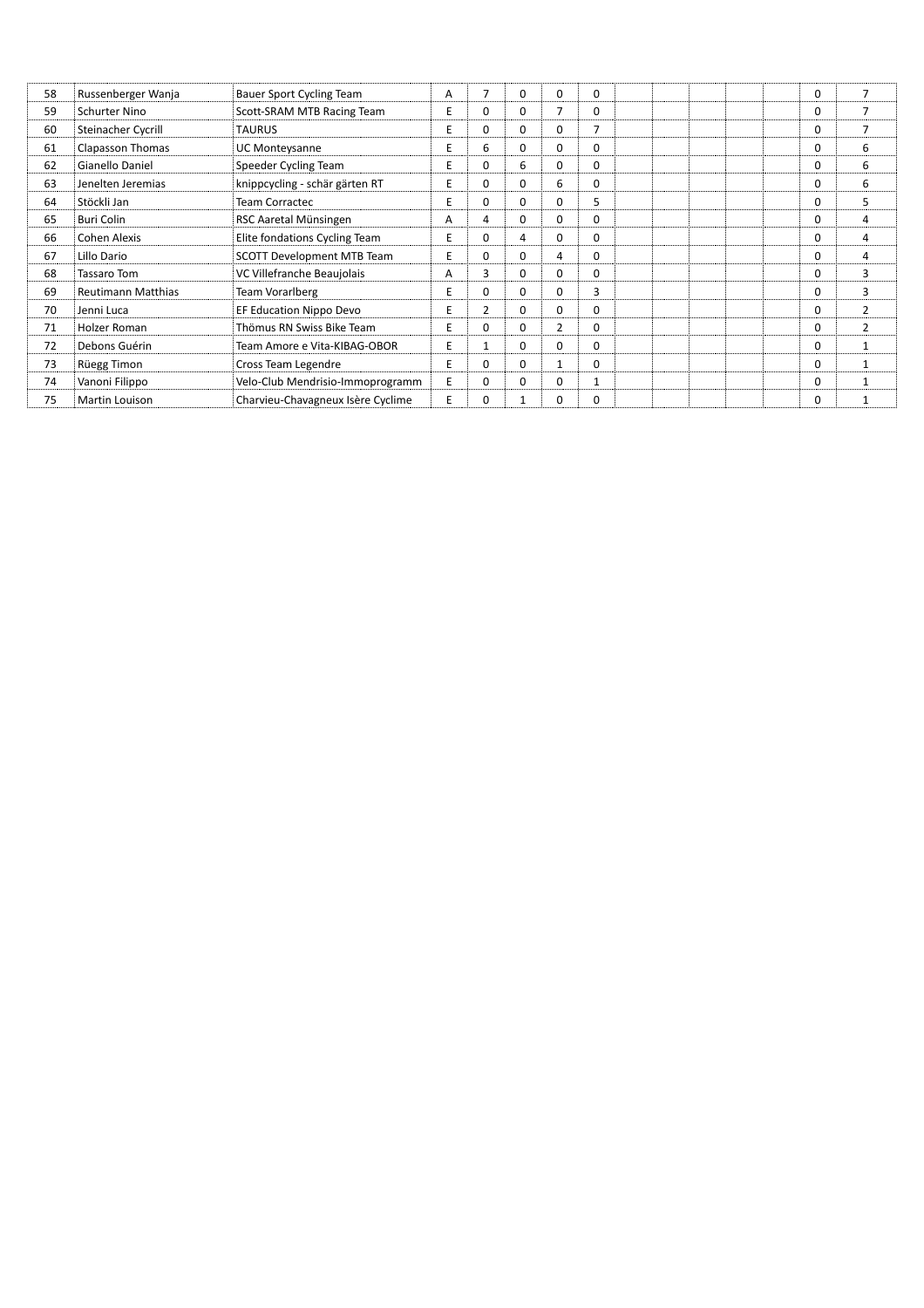| | | | | | | | | | | | | | | |
|---|---|---|---|---|---|---|---|---|---|---|---|---|---|---|
| 58 | Russenberger Wanja | Bauer Sport Cycling Team | A | 7 | 0 | 0 | 0 | | | | | | 0 | 7 |
| 59 | Schurter Nino | Scott-SRAM MTB Racing Team | E | 0 | 0 | 7 | 0 | | | | | | 0 | 7 |
| 60 | Steinacher Cycrill | TAURUS | E | 0 | 0 | 0 | 7 | | | | | | 0 | 7 |
| 61 | Clapasson Thomas | UC Monteysanne | E | 6 | 0 | 0 | 0 | | | | | | 0 | 6 |
| 62 | Gianello Daniel | Speeder Cycling Team | E | 0 | 6 | 0 | 0 | | | | | | 0 | 6 |
| 63 | Jenelten Jeremias | knippcycling - schär gärten RT | E | 0 | 0 | 6 | 0 | | | | | | 0 | 6 |
| 64 | Stöckli Jan | Team Corractec | E | 0 | 0 | 0 | 5 | | | | | | 0 | 5 |
| 65 | Buri Colin | RSC Aaretal Münsingen | A | 4 | 0 | 0 | 0 | | | | | | 0 | 4 |
| 66 | Cohen Alexis | Elite fondations Cycling Team | E | 0 | 4 | 0 | 0 | | | | | | 0 | 4 |
| 67 | Lillo Dario | SCOTT Development MTB Team | E | 0 | 0 | 4 | 0 | | | | | | 0 | 4 |
| 68 | Tassaro Tom | VC Villefranche Beaujolais | A | 3 | 0 | 0 | 0 | | | | | | 0 | 3 |
| 69 | Reutimann Matthias | Team Vorarlberg | E | 0 | 0 | 0 | 3 | | | | | | 0 | 3 |
| 70 | Jenni Luca | EF Education Nippo Devo | E | 2 | 0 | 0 | 0 | | | | | | 0 | 2 |
| 71 | Holzer Roman | Thömus RN Swiss Bike Team | E | 0 | 0 | 2 | 0 | | | | | | 0 | 2 |
| 72 | Debons Guérin | Team Amore e Vita-KIBAG-OBOR | E | 1 | 0 | 0 | 0 | | | | | | 0 | 1 |
| 73 | Rüegg Timon | Cross Team Legendre | E | 0 | 0 | 1 | 0 | | | | | | 0 | 1 |
| 74 | Vanoni Filippo | Velo-Club Mendrisio-Immoprogramm | E | 0 | 0 | 0 | 1 | | | | | | 0 | 1 |
| 75 | Martin Louison | Charvieu-Chavagneux Isère Cyclime | E | 0 | 1 | 0 | 0 | | | | | | 0 | 1 |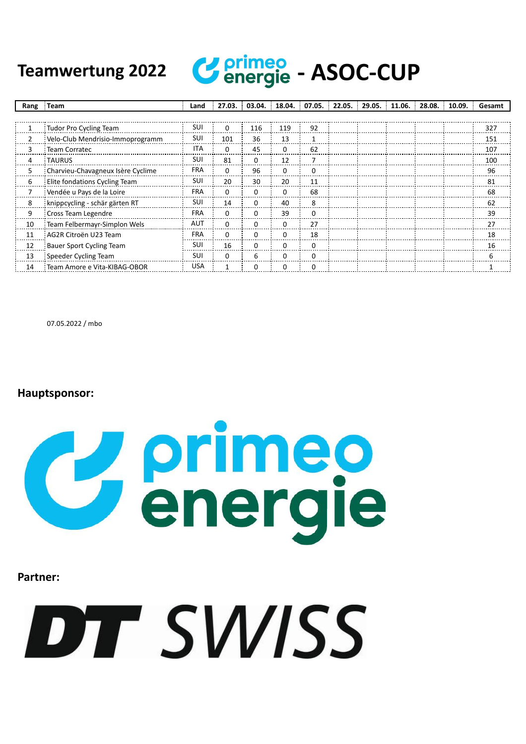# Teamwertung 2022 primeo energie - ASOC-CUP

| Rang | Team | Land | 27.03. | 03.04. | 18.04. | 07.05. | 22.05. | 29.05. | 11.06. | 28.08. | 10.09. | Gesamt |
|---|---|---|---|---|---|---|---|---|---|---|---|---|
| 1 | Tudor Pro Cycling Team | SUI | 0 | 116 | 119 | 92 | | | | | | 327 |
| 2 | Velo-Club Mendrisio-Immoprogramm | SUI | 101 | 36 | 13 | 1 | | | | | | 151 |
| 3 | Team Corratec | ITA | 0 | 45 | 0 | 62 | | | | | | 107 |
| 4 | TAURUS | SUI | 81 | 0 | 12 | 7 | | | | | | 100 |
| 5 | Charvieu-Chavagneux Isère Cyclime | FRA | 0 | 96 | 0 | 0 | | | | | | 96 |
| 6 | Elite fondations Cycling Team | SUI | 20 | 30 | 20 | 11 | | | | | | 81 |
| 7 | Vendée u Pays de la Loire | FRA | 0 | 0 | 0 | 68 | | | | | | 68 |
| 8 | knippcycling - schär gärten RT | SUI | 14 | 0 | 40 | 8 | | | | | | 62 |
| 9 | Cross Team Legendre | FRA | 0 | 0 | 39 | 0 | | | | | | 39 |
| 10 | Team Felbermayr-Simplon Wels | AUT | 0 | 0 | 0 | 27 | | | | | | 27 |
| 11 | AG2R Citroën U23 Team | FRA | 0 | 0 | 0 | 18 | | | | | | 18 |
| 12 | Bauer Sport Cycling Team | SUI | 16 | 0 | 0 | 0 | | | | | | 16 |
| 13 | Speeder Cycling Team | SUI | 0 | 6 | 0 | 0 | | | | | | 6 |
| 14 | Team Amore e Vita-KIBAG-OBOR | USA | 1 | 0 | 0 | 0 | | | | | | 1 |

07.05.2022 / mbo

**Hauptsponsor:**

primeo energie

**Partner:**

DT SWISS